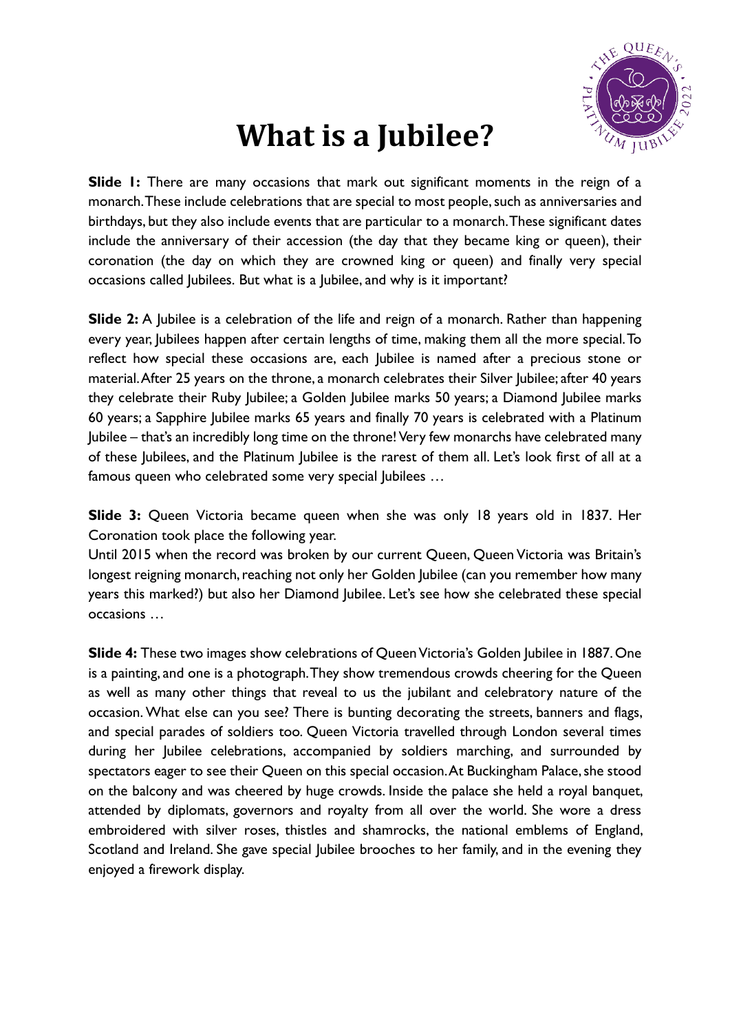# What is a Jubilee?

**Slide 1:** There are many occasions that mark out significant moments in the reign of a monarch. These include celebrations that are special to most people, such as anniversaries and birthdays, but they also include events that are particular to a monarch. These significant dates include the anniversary of their accession (the day that they became king or queen), their coronation (the day on which they are crowned king or queen) and finally very special occasions called Jubilees. But what is a Jubilee, and why is it important?

**Slide 2:** A Jubilee is a celebration of the life and reign of a monarch. Rather than happening every year, Jubilees happen after certain lengths of time, making them all the more special. To reflect how special these occasions are, each Jubilee is named after a precious stone or material. After 25 years on the throne, a monarch celebrates their Silver Jubilee; after 40 years they celebrate their Ruby Jubilee; a Golden Jubilee marks 50 years; a Diamond Jubilee marks 60 years; a Sapphire Jubilee marks 65 years and finally 70 years is celebrated with a Platinum Jubilee – that's an incredibly long time on the throne! Very few monarchs have celebrated many of these Jubilees, and the Platinum Jubilee is the rarest of them all. Let's look first of all at a famous queen who celebrated some very special Jubilees …

**Slide 3:** Queen Victoria became queen when she was only 18 years old in 1837. Her Coronation took place the following year.
Until 2015 when the record was broken by our current Queen, Queen Victoria was Britain's longest reigning monarch, reaching not only her Golden Jubilee (can you remember how many years this marked?) but also her Diamond Jubilee. Let's see how she celebrated these special occasions …

**Slide 4:** These two images show celebrations of Queen Victoria's Golden Jubilee in 1887. One is a painting, and one is a photograph. They show tremendous crowds cheering for the Queen as well as many other things that reveal to us the jubilant and celebratory nature of the occasion. What else can you see? There is bunting decorating the streets, banners and flags, and special parades of soldiers too. Queen Victoria travelled through London several times during her Jubilee celebrations, accompanied by soldiers marching, and surrounded by spectators eager to see their Queen on this special occasion. At Buckingham Palace, she stood on the balcony and was cheered by huge crowds. Inside the palace she held a royal banquet, attended by diplomats, governors and royalty from all over the world. She wore a dress embroidered with silver roses, thistles and shamrocks, the national emblems of England, Scotland and Ireland. She gave special Jubilee brooches to her family, and in the evening they enjoyed a firework display.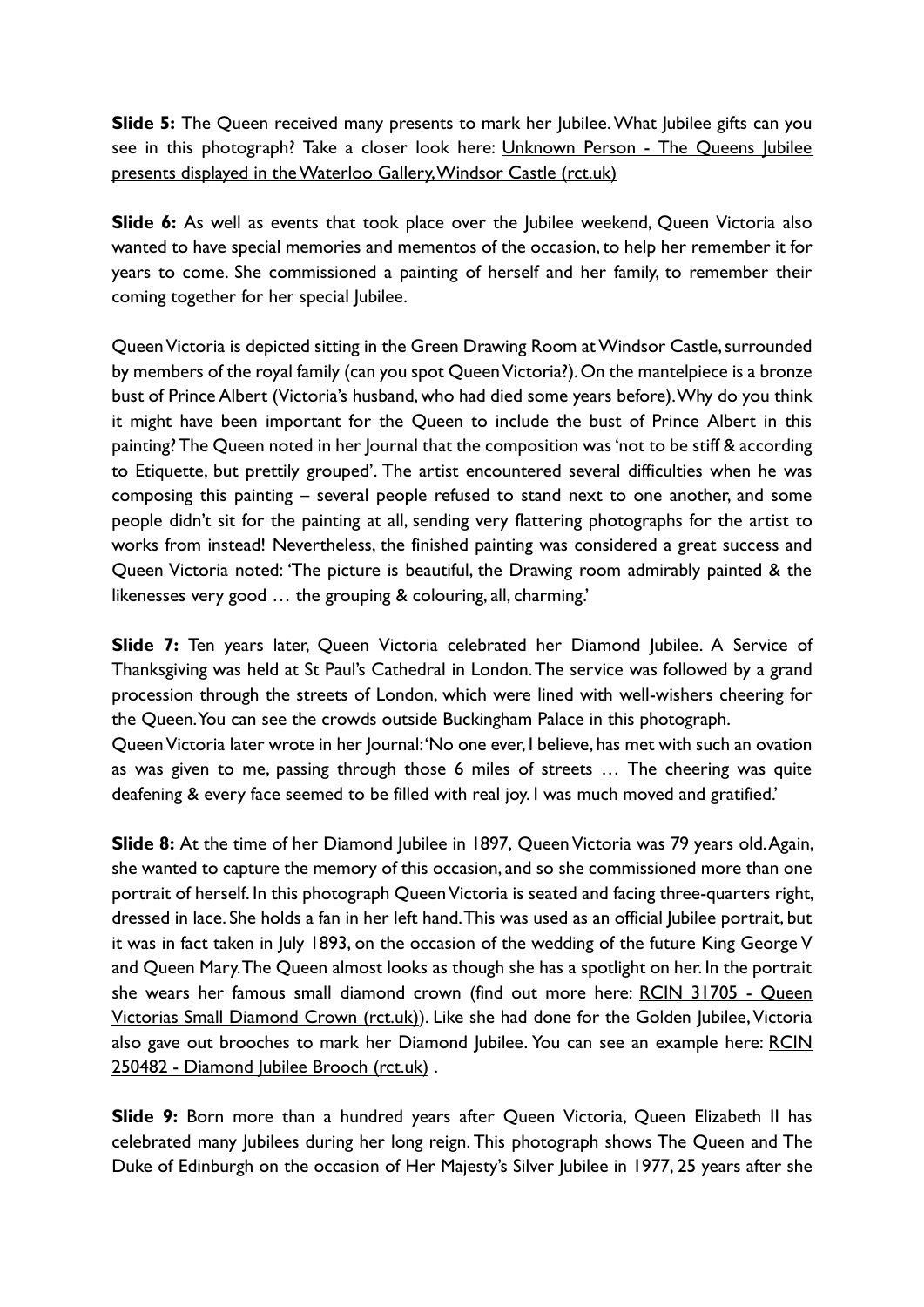**Slide 5:** The Queen received many presents to mark her Jubilee. What Jubilee gifts can you see in this photograph? Take a closer look here: Unknown Person - The Queens Jubilee presents displayed in the Waterloo Gallery, Windsor Castle (rct.uk)

**Slide 6:** As well as events that took place over the Jubilee weekend, Queen Victoria also wanted to have special memories and mementos of the occasion, to help her remember it for years to come. She commissioned a painting of herself and her family, to remember their coming together for her special Jubilee.

Queen Victoria is depicted sitting in the Green Drawing Room at Windsor Castle, surrounded by members of the royal family (can you spot Queen Victoria?). On the mantelpiece is a bronze bust of Prince Albert (Victoria's husband, who had died some years before). Why do you think it might have been important for the Queen to include the bust of Prince Albert in this painting? The Queen noted in her Journal that the composition was 'not to be stiff & according to Etiquette, but prettily grouped'. The artist encountered several difficulties when he was composing this painting – several people refused to stand next to one another, and some people didn't sit for the painting at all, sending very flattering photographs for the artist to works from instead! Nevertheless, the finished painting was considered a great success and Queen Victoria noted: 'The picture is beautiful, the Drawing room admirably painted & the likenesses very good … the grouping & colouring, all, charming.'

**Slide 7:** Ten years later, Queen Victoria celebrated her Diamond Jubilee. A Service of Thanksgiving was held at St Paul's Cathedral in London. The service was followed by a grand procession through the streets of London, which were lined with well-wishers cheering for the Queen. You can see the crowds outside Buckingham Palace in this photograph.
Queen Victoria later wrote in her Journal: 'No one ever, I believe, has met with such an ovation as was given to me, passing through those 6 miles of streets … The cheering was quite deafening & every face seemed to be filled with real joy. I was much moved and gratified.'

**Slide 8:** At the time of her Diamond Jubilee in 1897, Queen Victoria was 79 years old. Again, she wanted to capture the memory of this occasion, and so she commissioned more than one portrait of herself. In this photograph Queen Victoria is seated and facing three-quarters right, dressed in lace. She holds a fan in her left hand. This was used as an official Jubilee portrait, but it was in fact taken in July 1893, on the occasion of the wedding of the future King George V and Queen Mary. The Queen almost looks as though she has a spotlight on her. In the portrait she wears her famous small diamond crown (find out more here: RCIN 31705 - Queen Victorias Small Diamond Crown (rct.uk)). Like she had done for the Golden Jubilee, Victoria also gave out brooches to mark her Diamond Jubilee. You can see an example here: RCIN 250482 - Diamond Jubilee Brooch (rct.uk) .

**Slide 9:** Born more than a hundred years after Queen Victoria, Queen Elizabeth II has celebrated many Jubilees during her long reign. This photograph shows The Queen and The Duke of Edinburgh on the occasion of Her Majesty's Silver Jubilee in 1977, 25 years after she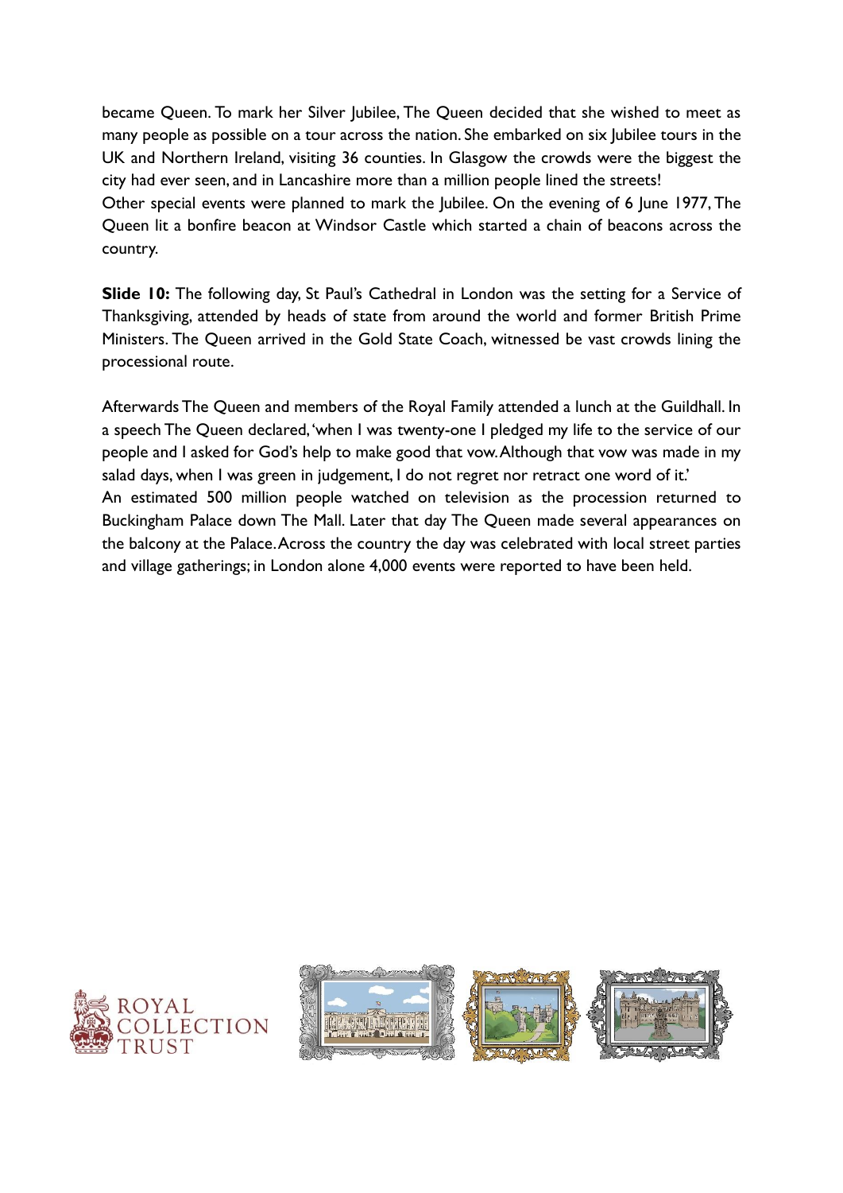became Queen. To mark her Silver Jubilee, The Queen decided that she wished to meet as many people as possible on a tour across the nation. She embarked on six Jubilee tours in the UK and Northern Ireland, visiting 36 counties. In Glasgow the crowds were the biggest the city had ever seen, and in Lancashire more than a million people lined the streets!
Other special events were planned to mark the Jubilee. On the evening of 6 June 1977, The Queen lit a bonfire beacon at Windsor Castle which started a chain of beacons across the country.

**Slide 10:** The following day, St Paul's Cathedral in London was the setting for a Service of Thanksgiving, attended by heads of state from around the world and former British Prime Ministers. The Queen arrived in the Gold State Coach, witnessed be vast crowds lining the processional route.

Afterwards The Queen and members of the Royal Family attended a lunch at the Guildhall. In a speech The Queen declared, 'when I was twenty-one I pledged my life to the service of our people and I asked for God's help to make good that vow. Although that vow was made in my salad days, when I was green in judgement, I do not regret nor retract one word of it.'
An estimated 500 million people watched on television as the procession returned to Buckingham Palace down The Mall. Later that day The Queen made several appearances on the balcony at the Palace. Across the country the day was celebrated with local street parties and village gatherings; in London alone 4,000 events were reported to have been held.